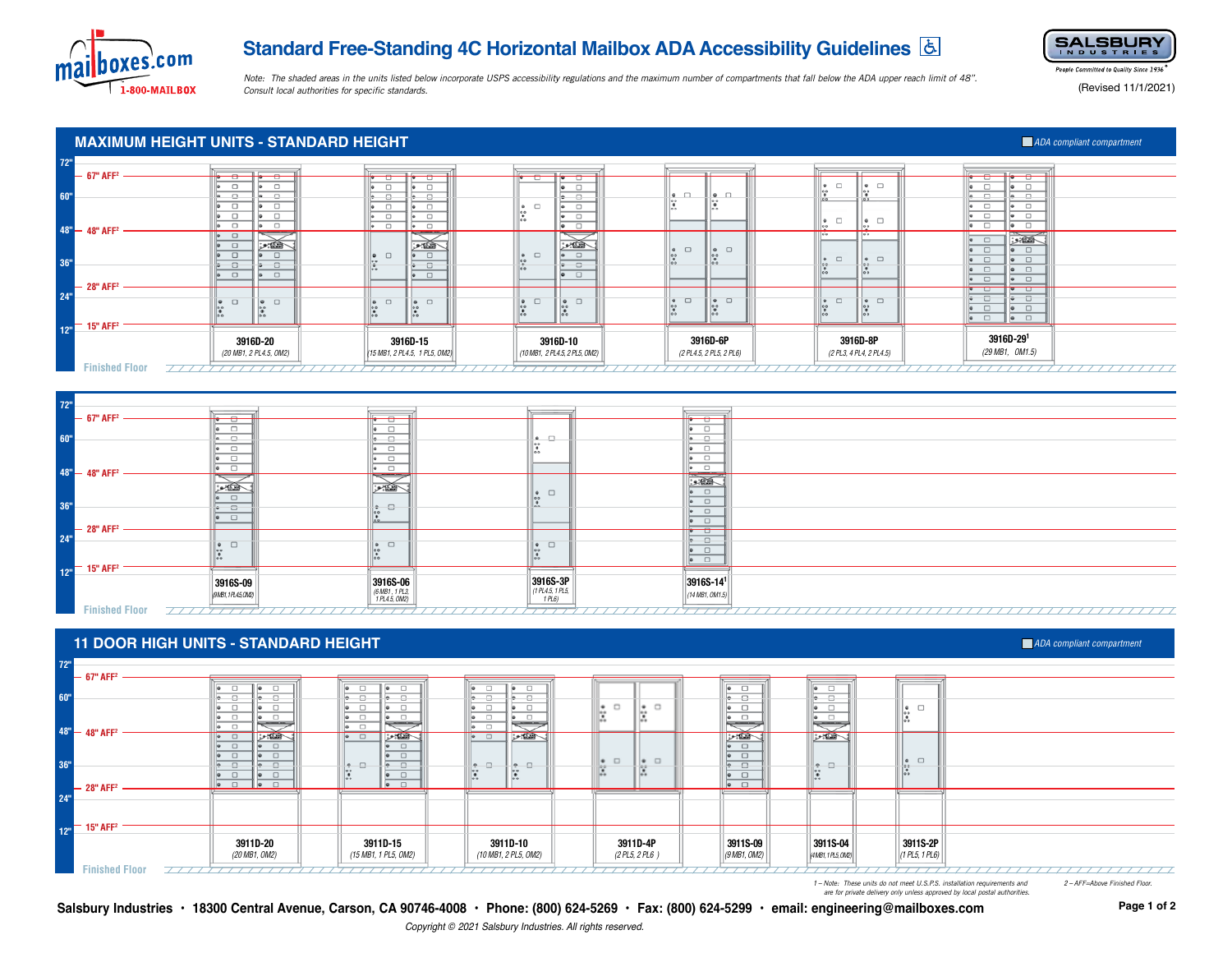# Standard Free-Standing 4C Horizontal Mailbox ADA Accessibility Guidelines

mailboxes.com 1-800-MAILBOX

SALSBURY INDUSTRIES — People Committed to Quality Since 1936

(Revised 11/1/2021)

*Note: The shaded areas in the units listed below incorporate USPS accessibility regulations and the maximum number of compartments that fall below the ADA upper reach limit of 48". Consult local authorities for specific standards.*

## MAXIMUM HEIGHT UNITS - STANDARD HEIGHT

ADA compliant compartment

Height references: 72", 67" AFF[2], 60", 48" AFF[2], 36", 28" AFF[2], 24", 15" AFF[2], 12", Finished Floor

| Model | Configuration |
|---|---|
| 3916D-20 | (20 MB1, 2 PL4.5, OM2) |
| 3916D-15 | (15 MB1, 2 PL4.5, 1 PL5, OM2) |
| 3916D-10 | (10 MB1, 2 PL4.5, 2 PL5, OM2) |
| 3916D-6P | (2 PL4.5, 2 PL5, 2 PL6) |
| 3916D-8P | (2 PL3, 4 PL4, 2 PL4.5) |
| 3916D-29[1] | (29 MB1, OM1.5) |
| 3916S-09 | (9 MB1, 1 PL4.5, OM2) |
| 3916S-06 | (6 MB1, 1 PL3, 1 PL4.5, OM2) |
| 3916S-3P | (1 PL4.5, 1 PL5, 1 PL6) |
| 3916S-14[1] | (14 MB1, OM1.5) |

## 11 DOOR HIGH UNITS - STANDARD HEIGHT

ADA compliant compartment

Height references: 72", 67" AFF[2], 60", 48" AFF[2], 36", 28" AFF[2], 24", 15" AFF[2], 12", Finished Floor

| Model | Configuration |
|---|---|
| 3911D-20 | (20 MB1, OM2) |
| 3911D-15 | (15 MB1, 1 PL5, OM2) |
| 3911D-10 | (10 MB1, 2 PL5, OM2) |
| 3911D-4P | (2 PL5, 2 PL6) |
| 3911S-09 | (9 MB1, OM2) |
| 3911S-04 | (4 MB1, 1 PL5, OM2) |
| 3911S-2P | (1 PL5, 1 PL6) |

*1 – Note: These units do not meet U.S.P.S. installation requirements and are for private delivery only unless approved by local postal authorities.*

*2 – AFF=Above Finished Floor.*

**Salsbury Industries • 18300 Central Avenue, Carson, CA 90746-4008 • Phone: (800) 624-5269 • Fax: (800) 624-5299 • email: engineering@mailboxes.com**

*Copyright © 2021 Salsbury Industries. All rights reserved.*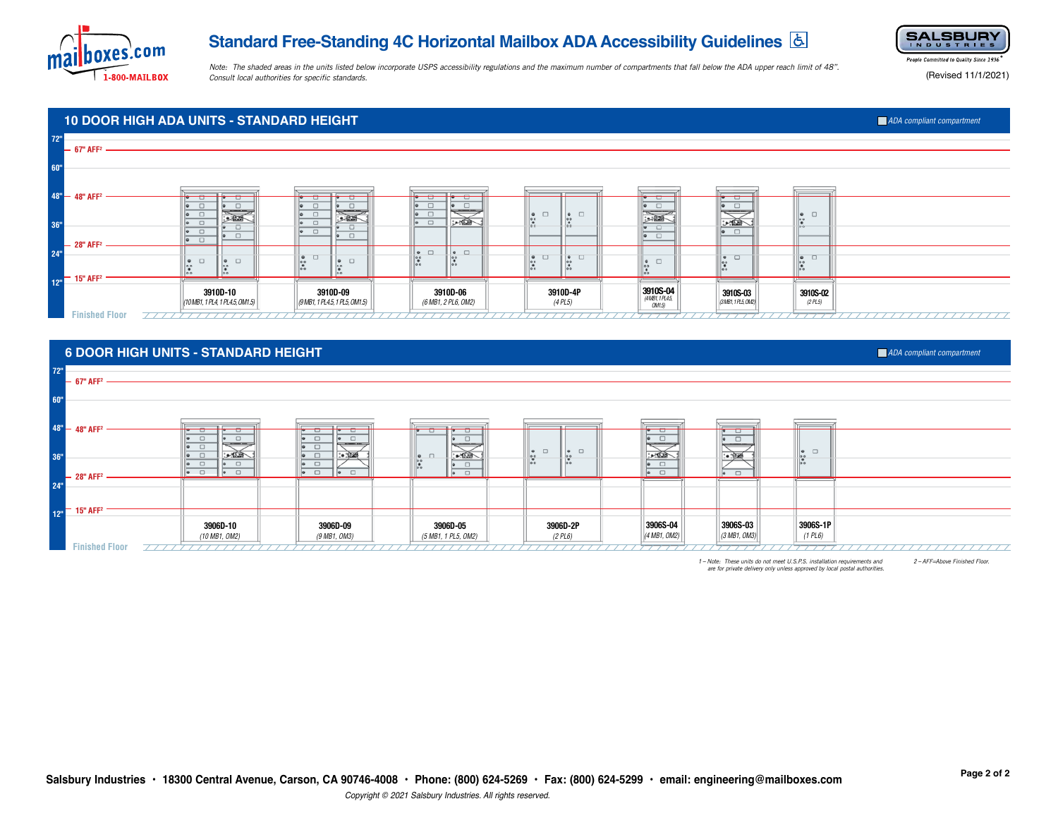# Standard Free-Standing 4C Horizontal Mailbox ADA Accessibility Guidelines

*Note: The shaded areas in the units listed below incorporate USPS accessibility regulations and the maximum number of compartments that fall below the ADA upper reach limit of 48". Consult local authorities for specific standards.*

(Revised 11/1/2021)

## 10 DOOR HIGH ADA UNITS - STANDARD HEIGHT

*ADA compliant compartment*

72"
67" AFF[2]
60"
48" 48" AFF[2]
36"
28" AFF[2]
24"
15" AFF[2]
12"
Finished Floor

3910D-10 (10 MB1, 1 PL4, 1 PL4.5, OM1.5)
3910D-09 (9 MB1, 1 PL4.5, 1 PL5, OM1.5)
3910D-06 (6 MB1, 2 PL6, OM2)
3910D-4P (4 PL5)
3910S-04 (4 MB1, 1 PL4.5, OM1.5)
3910S-03 (3 MB1, 1 PL5, OM2)
3910S-02 (2 PL5)

## 6 DOOR HIGH UNITS - STANDARD HEIGHT

*ADA compliant compartment*

72"
67" AFF[2]
60"
48" 48" AFF[2]
36"
28" AFF[2]
24"
15" AFF[2]
12"
Finished Floor

3906D-10 (10 MB1, OM2)
3906D-09 (9 MB1, OM3)
3906D-05 (5 MB1, 1 PL5, OM2)
3906D-2P (2 PL6)
3906S-04 (4 MB1, OM2)
3906S-03 (3 MB1, OM3)
3906S-1P (1 PL6)

*1 – Note: These units do not meet U.S.P.S. installation requirements and are for private delivery only unless approved by local postal authorities.*

*2 – AFF=Above Finished Floor.*

**Salsbury Industries • 18300 Central Avenue, Carson, CA 90746-4008 • Phone: (800) 624-5269 • Fax: (800) 624-5299 • email: engineering@mailboxes.com**

*Copyright © 2021 Salsbury Industries. All rights reserved.*